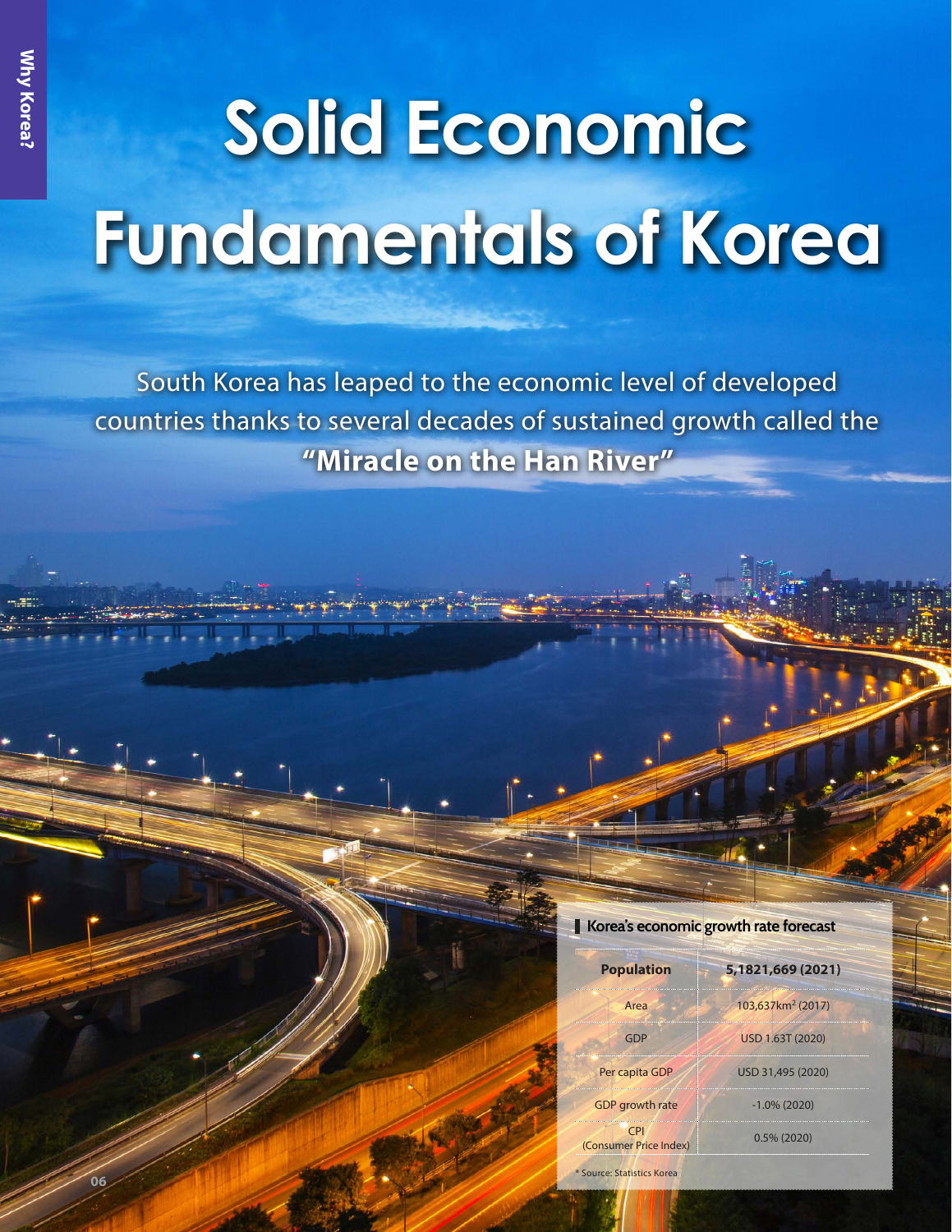# Solid Economic Fundamentals of Korea

South Korea has leaped to the economic level of developed countries thanks to several decades of sustained growth called the **"Miracle on the Han River"**

**Korea's economic growth rate forecast**

| **Population** | **5,1821,669 (2021)** |
| --- | --- |
| Area | 103,637km² (2017) |
| GDP | USD 1.63T (2020) |
| Per capita GDP | USD 31,495 (2020) |
| GDP growth rate | -1.0% (2020) |
| CPI (Consumer Price Index) | 0.5% (2020) |

\* Source: Statistics Korea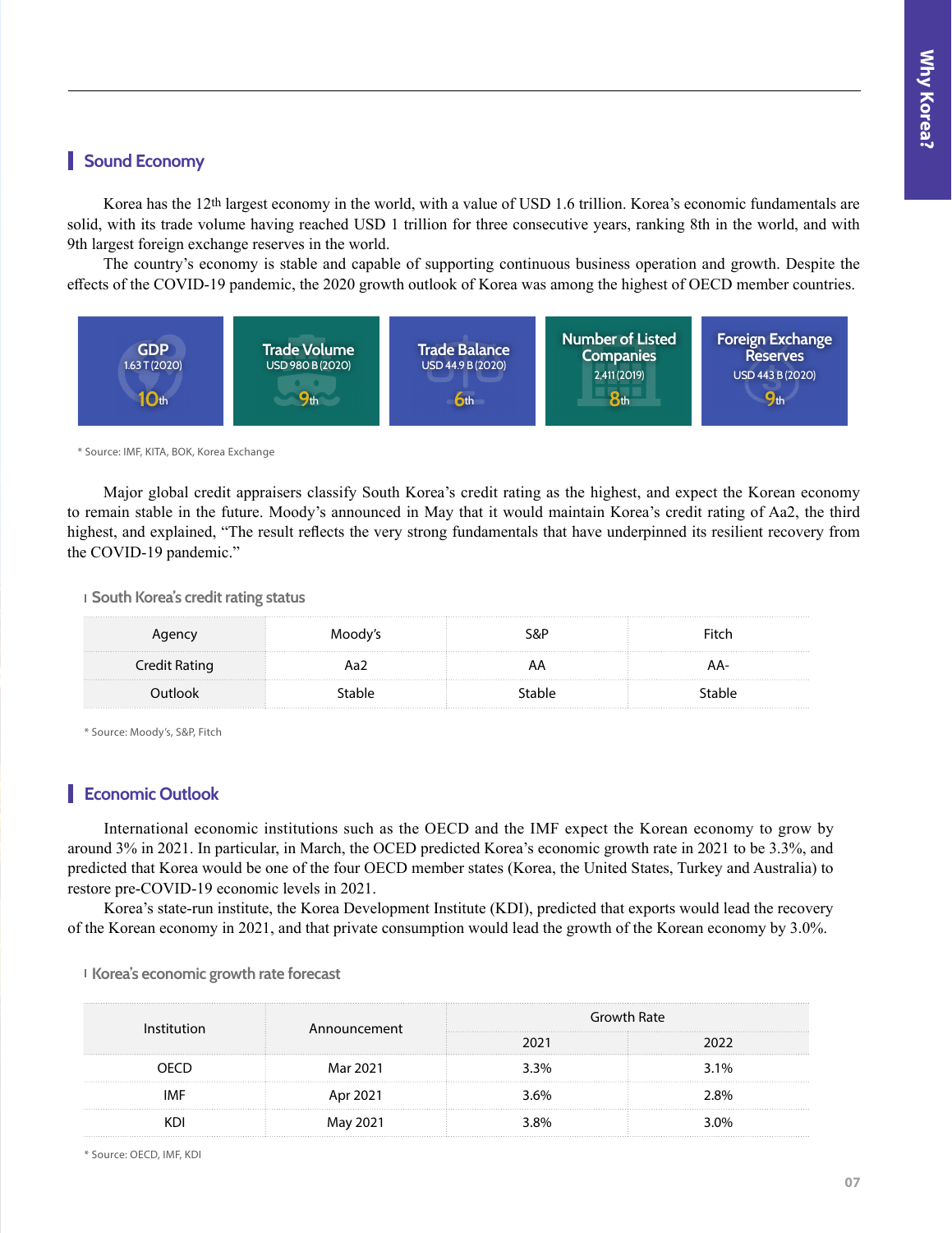## Sound Economy

Korea has the 12th largest economy in the world, with a value of USD 1.6 trillion. Korea's economic fundamentals are solid, with its trade volume having reached USD 1 trillion for three consecutive years, ranking 8th in the world, and with 9th largest foreign exchange reserves in the world.

The country's economy is stable and capable of supporting continuous business operation and growth. Despite the effects of the COVID-19 pandemic, the 2020 growth outlook of Korea was among the highest of OECD member countries.

GDP
1.63 T (2020)
10th

Trade Volume
USD 980 B (2020)
9th

Trade Balance
USD 44.9 B (2020)
6th

Number of Listed Companies
2,411 (2019)
8th

Foreign Exchange Reserves
USD 443 B (2020)
9th

\* Source: IMF, KITA, BOK, Korea Exchange

Major global credit appraisers classify South Korea's credit rating as the highest, and expect the Korean economy to remain stable in the future. Moody's announced in May that it would maintain Korea's credit rating of Aa2, the third highest, and explained, "The result reflects the very strong fundamentals that have underpinned its resilient recovery from the COVID-19 pandemic."

### South Korea's credit rating status

| Agency | Moody's | S&P | Fitch |
|---|---|---|---|
| Credit Rating | Aa2 | AA | AA- |
| Outlook | Stable | Stable | Stable |

\* Source: Moody's, S&P, Fitch

## Economic Outlook

International economic institutions such as the OECD and the IMF expect the Korean economy to grow by around 3% in 2021. In particular, in March, the OCED predicted Korea's economic growth rate in 2021 to be 3.3%, and predicted that Korea would be one of the four OECD member states (Korea, the United States, Turkey and Australia) to restore pre-COVID-19 economic levels in 2021.

Korea's state-run institute, the Korea Development Institute (KDI), predicted that exports would lead the recovery of the Korean economy in 2021, and that private consumption would lead the growth of the Korean economy by 3.0%.

### Korea's economic growth rate forecast

| Institution | Announcement | Growth Rate | |
|---|---|---|---|
| | | 2021 | 2022 |
| OECD | Mar 2021 | 3.3% | 3.1% |
| IMF | Apr 2021 | 3.6% | 2.8% |
| KDI | May 2021 | 3.8% | 3.0% |

\* Source: OECD, IMF, KDI